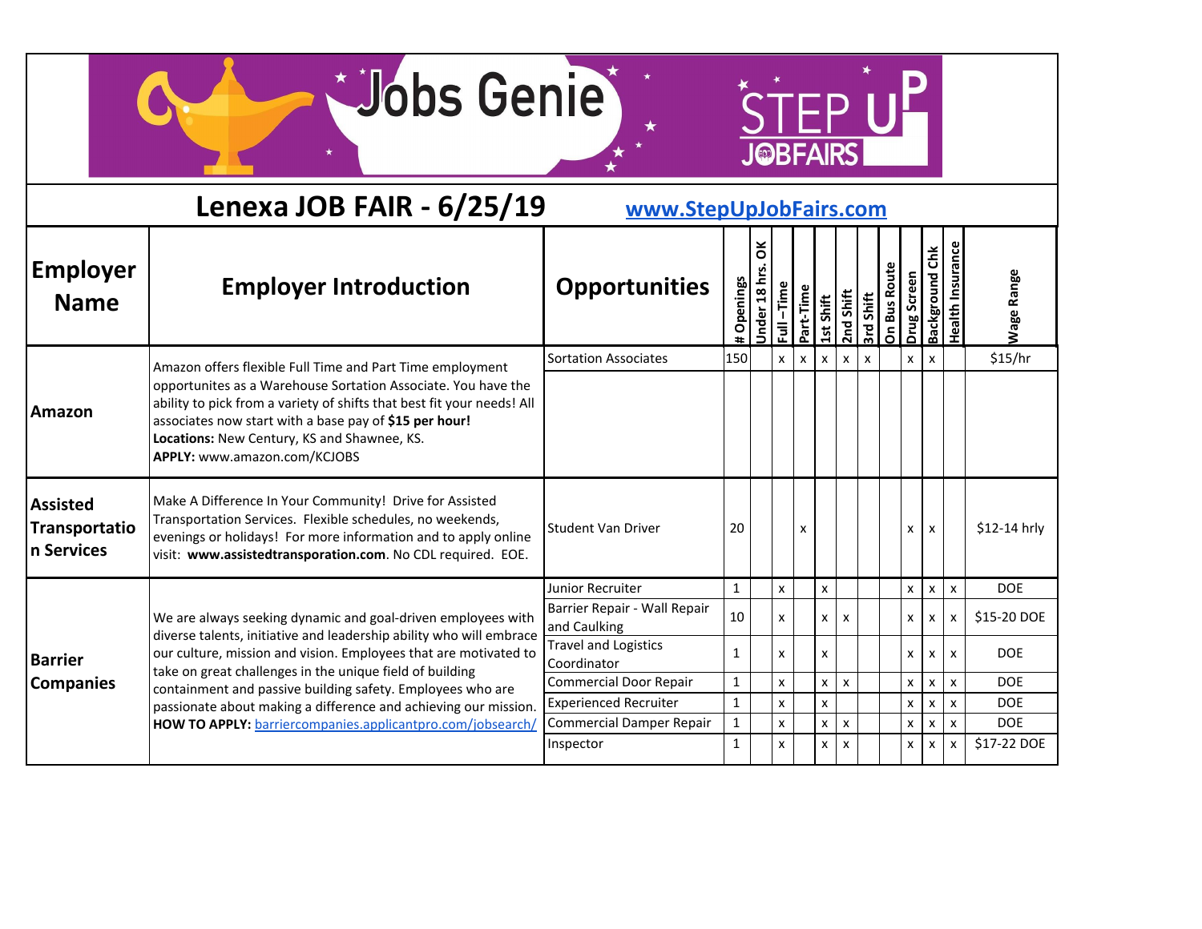Jobs Genie

STEP UP JOBFAIRS

## Lenexa JOB FAIR - 6/25/19

www.StepUpJobFairs.com

| Employer Name | Employer Introduction | Opportunities | # Openings | Under 18 hrs. OK | Full –Time | Part-Time | 1st Shift | 2nd Shift | 3rd Shift | On Bus Route | Drug Screen | Background Chk | Health Insurance | Wage Range |
|---|---|---|---|---|---|---|---|---|---|---|---|---|---|---|
| **Amazon** | Amazon offers flexible Full Time and Part Time employment opportunites as a Warehouse Sortation Associate. You have the ability to pick from a variety of shifts that best fit your needs! All associates now start with a base pay of **$15 per hour!** **Locations:** New Century, KS and Shawnee, KS. **APPLY:** www.amazon.com/KCJOBS | Sortation Associates | 150 | | x | x | x | x | x | | x | x | | $15/hr |
| **Assisted Transportation Services** | Make A Difference In Your Community! Drive for Assisted Transportation Services. Flexible schedules, no weekends, evenings or holidays! For more information and to apply online visit: **www.assistedtransporation.com**. No CDL required. EOE. | Student Van Driver | 20 | | | x | | | | | x | x | | $12-14 hrly |
| **Barrier Companies** | We are always seeking dynamic and goal-driven employees with diverse talents, initiative and leadership ability who will embrace our culture, mission and vision. Employees that are motivated to take on great challenges in the unique field of building containment and passive building safety. Employees who are passionate about making a difference and achieving our mission. **HOW TO APPLY:** barriercompanies.applicantpro.com/jobsearch/ | Junior Recruiter | 1 | | x | | x | | | | x | x | x | DOE |
| | | Barrier Repair - Wall Repair and Caulking | 10 | | x | | x | x | | | x | x | x | $15-20 DOE |
| | | Travel and Logistics Coordinator | 1 | | x | | x | | | | x | x | x | DOE |
| | | Commercial Door Repair | 1 | | x | | x | x | | | x | x | x | DOE |
| | | Experienced Recruiter | 1 | | x | | x | | | | x | x | x | DOE |
| | | Commercial Damper Repair | 1 | | x | | x | x | | | x | x | x | DOE |
| | | Inspector | 1 | | x | | x | x | | | x | x | x | $17-22 DOE |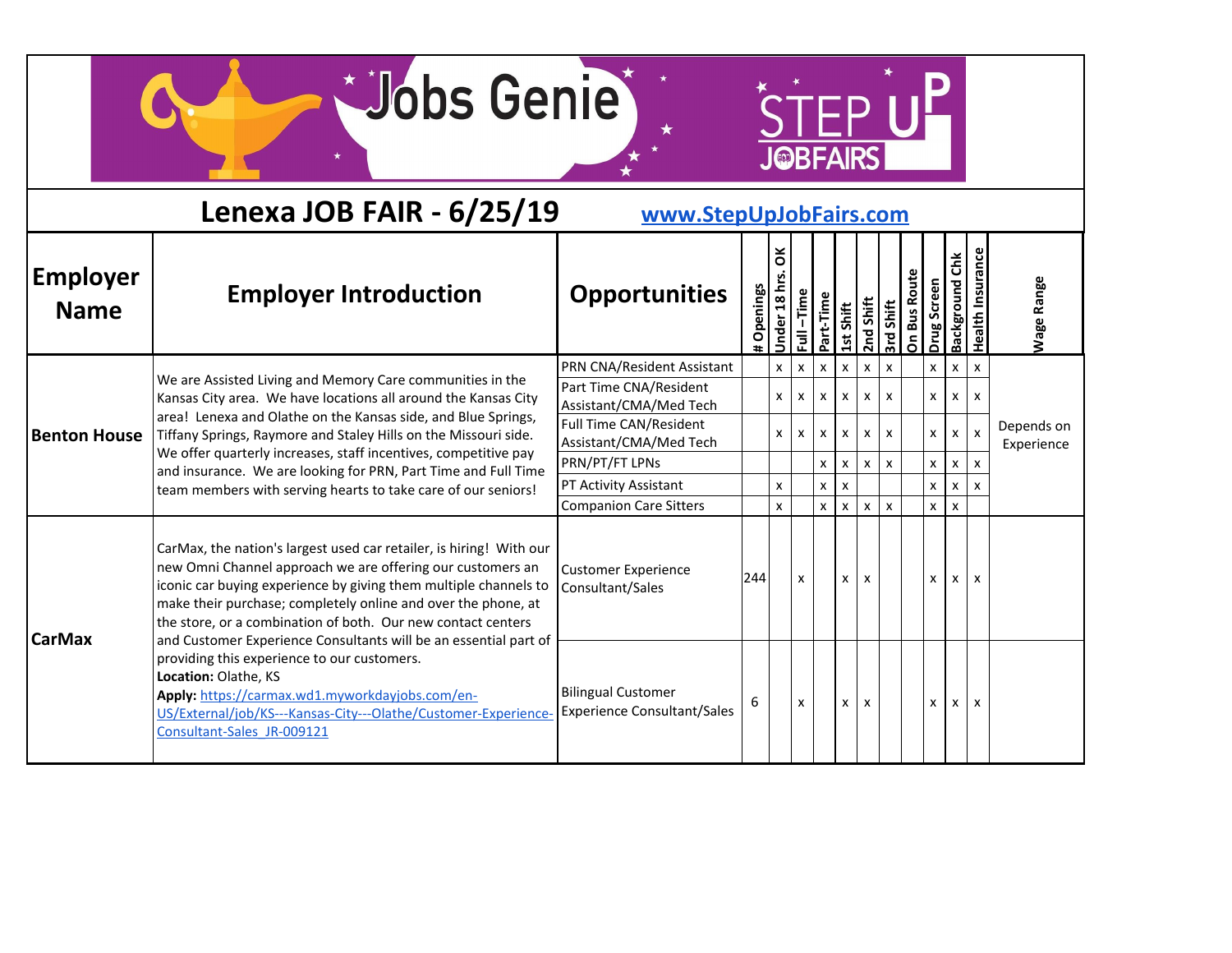# Jobs Genie

STEP UP JOBFAIRS

## Lenexa JOB FAIR - 6/25/19

www.StepUpJobFairs.com

| Employer Name | Employer Introduction | Opportunities | # Openings | Under 18 hrs. OK | Full –Time | Part-Time | 1st Shift | 2nd Shift | 3rd Shift | On Bus Route | Drug Screen | Background Chk | Health Insurance | Wage Range |
|---|---|---|---|---|---|---|---|---|---|---|---|---|---|---|
| **Benton House** | We are Assisted Living and Memory Care communities in the Kansas City area. We have locations all around the Kansas City area! Lenexa and Olathe on the Kansas side, and Blue Springs, Tiffany Springs, Raymore and Staley Hills on the Missouri side. We offer quarterly increases, staff incentives, competitive pay and insurance. We are looking for PRN, Part Time and Full Time team members with serving hearts to take care of our seniors! | PRN CNA/Resident Assistant | | x | x | x | x | x | x | | x | x | x | Depends on Experience |
| | | Part Time CNA/Resident Assistant/CMA/Med Tech | | x | x | x | x | x | x | | x | x | x | |
| | | Full Time CAN/Resident Assistant/CMA/Med Tech | | x | x | x | x | x | x | | x | x | x | |
| | | PRN/PT/FT LPNs | | | | x | x | x | x | | x | x | x | |
| | | PT Activity Assistant | | x | | x | x | | | | x | x | x | |
| | | Companion Care Sitters | | x | | x | x | x | x | | x | x | | |
| **CarMax** | CarMax, the nation's largest used car retailer, is hiring! With our new Omni Channel approach we are offering our customers an iconic car buying experience by giving them multiple channels to make their purchase; completely online and over the phone, at the store, or a combination of both. Our new contact centers and Customer Experience Consultants will be an essential part of providing this experience to our customers. **Location:** Olathe, KS **Apply:** https://carmax.wd1.myworkdayjobs.com/en-US/External/job/KS---Kansas-City---Olathe/Customer-Experience-Consultant-Sales_JR-009121 | Customer Experience Consultant/Sales | 244 | | x | | x | x | | | x | x | x | |
| | | Bilingual Customer Experience Consultant/Sales | 6 | | x | | x | x | | | x | x | x | |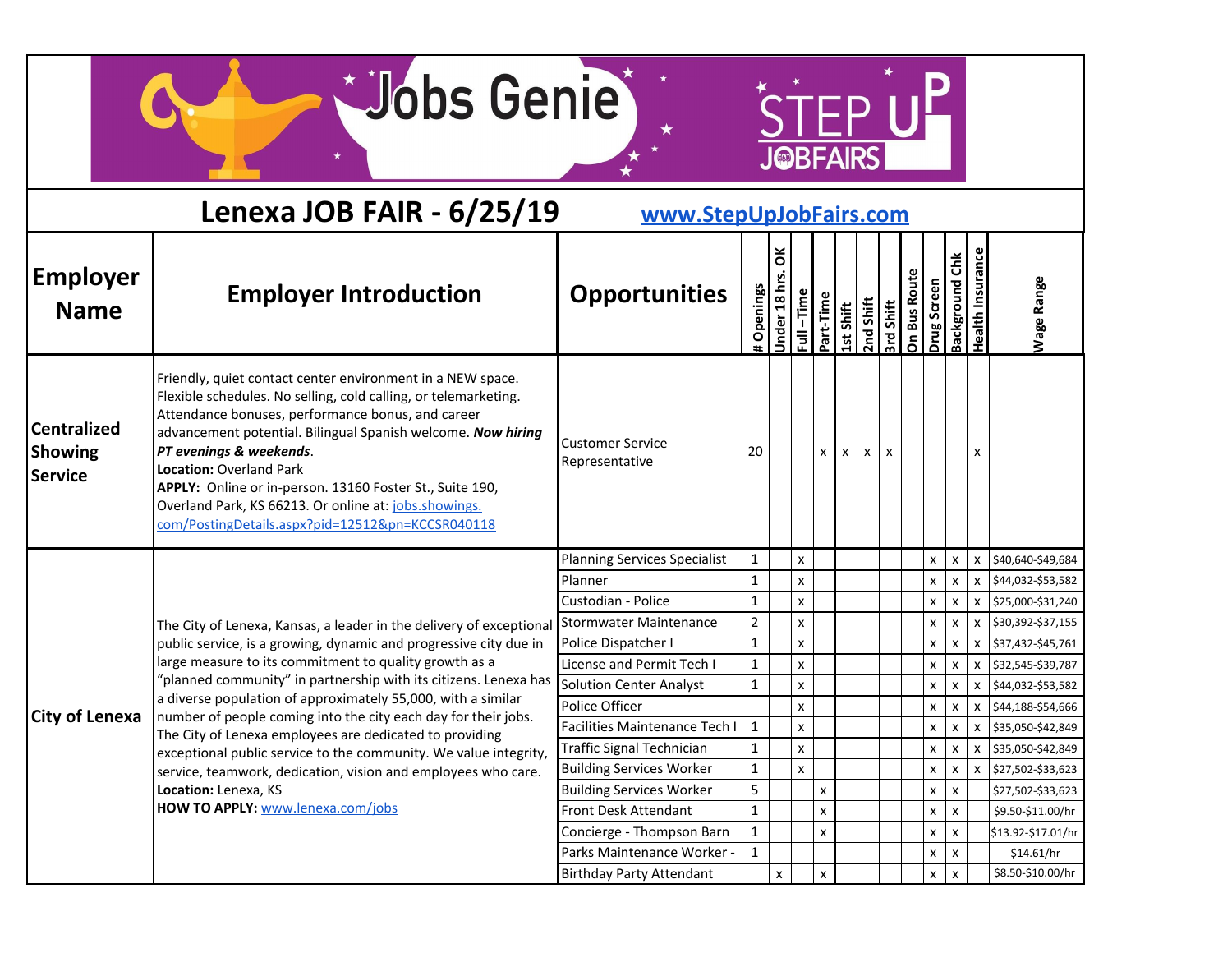# Lenexa JOB FAIR - 6/25/19

www.StepUpJobFairs.com

| Employer Name | Employer Introduction | Opportunities | # Openings | Under 18 hrs. OK | Full-Time | Part-Time | 1st Shift | 2nd Shift | 3rd Shift | On Bus Route | Drug Screen | Background Chk | Health Insurance | Wage Range |
|---|---|---|---|---|---|---|---|---|---|---|---|---|---|---|
| **Centralized Showing Service** | Friendly, quiet contact center environment in a NEW space. Flexible schedules. No selling, cold calling, or telemarketing. Attendance bonuses, performance bonus, and career advancement potential. Bilingual Spanish welcome. ***Now hiring PT evenings & weekends***. **Location:** Overland Park **APPLY:** Online or in-person. 13160 Foster St., Suite 190, Overland Park, KS 66213. Or online at: jobs.showings.com/PostingDetails.aspx?pid=12512&pn=KCCSR040118 | Customer Service Representative | 20 | | | x | x | x | x | | | | x | |
| **City of Lenexa** | The City of Lenexa, Kansas, a leader in the delivery of exceptional public service, is a growing, dynamic and progressive city due in large measure to its commitment to quality growth as a "planned community" in partnership with its citizens. Lenexa has a diverse population of approximately 55,000, with a similar number of people coming into the city each day for their jobs. The City of Lenexa employees are dedicated to providing exceptional public service to the community. We value integrity, service, teamwork, dedication, vision and employees who care. **Location:** Lenexa, KS **HOW TO APPLY:** www.lenexa.com/jobs | Planning Services Specialist | 1 | | x | | | | | | x | x | x | $40,640-$49,684 |
| | | Planner | 1 | | x | | | | | | x | x | x | $44,032-$53,582 |
| | | Custodian - Police | 1 | | x | | | | | | x | x | x | $25,000-$31,240 |
| | | Stormwater Maintenance | 2 | | x | | | | | | x | x | x | $30,392-$37,155 |
| | | Police Dispatcher I | 1 | | x | | | | | | x | x | x | $37,432-$45,761 |
| | | License and Permit Tech I | 1 | | x | | | | | | x | x | x | $32,545-$39,787 |
| | | Solution Center Analyst | 1 | | x | | | | | | x | x | x | $44,032-$53,582 |
| | | Police Officer | | | x | | | | | | x | x | x | $44,188-$54,666 |
| | | Facilities Maintenance Tech I | 1 | | x | | | | | | x | x | x | $35,050-$42,849 |
| | | Traffic Signal Technician | 1 | | x | | | | | | x | x | x | $35,050-$42,849 |
| | | Building Services Worker | 1 | | x | | | | | | x | x | x | $27,502-$33,623 |
| | | Building Services Worker | 5 | | | x | | | | | x | x | | $27,502-$33,623 |
| | | Front Desk Attendant | 1 | | | x | | | | | x | x | | $9.50-$11.00/hr |
| | | Concierge - Thompson Barn | 1 | | | x | | | | | x | x | | $13.92-$17.01/hr |
| | | Parks Maintenance Worker - | 1 | | | x | | | | | x | x | | $14.61/hr |
| | | Birthday Party Attendant | | x | | x | | | | | x | x | | $8.50-$10.00/hr |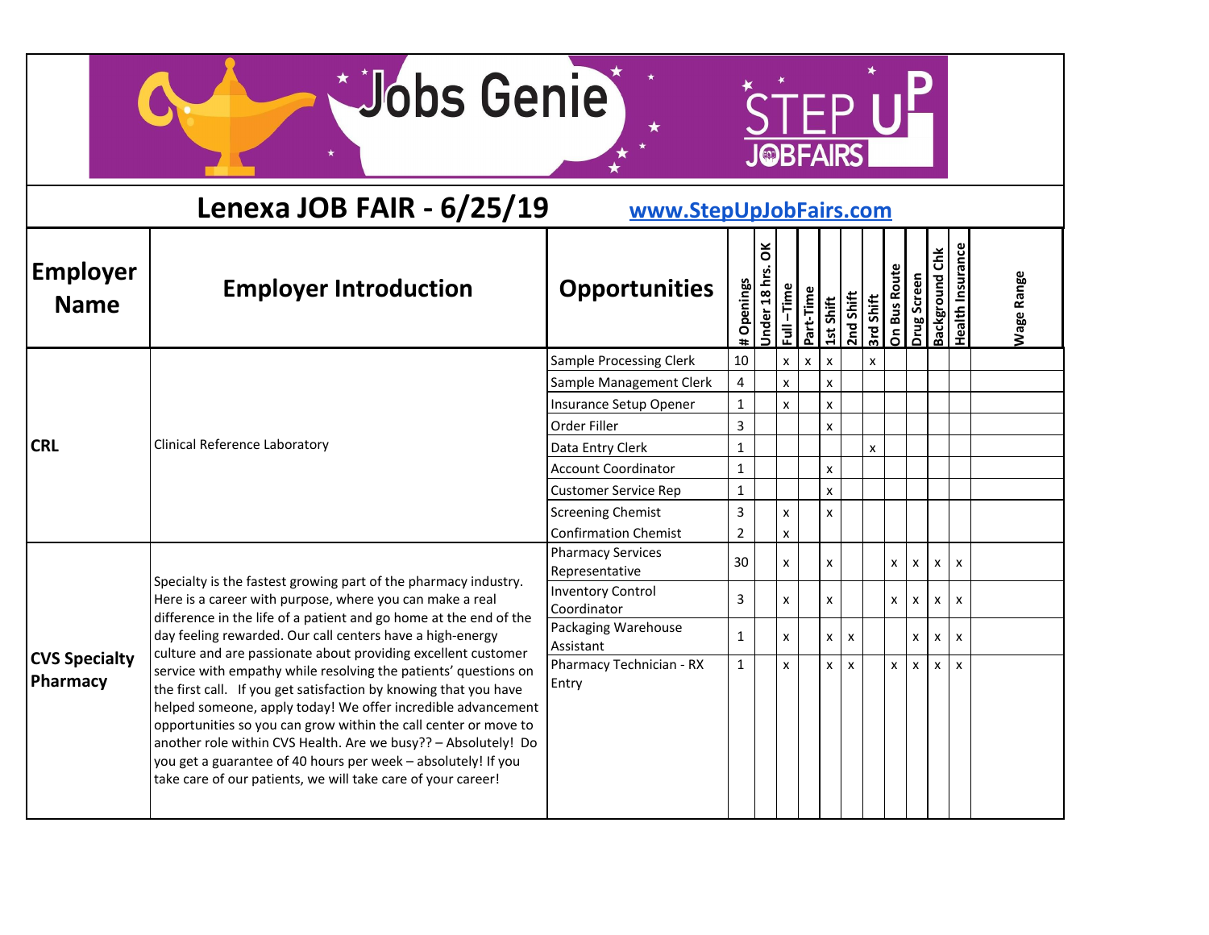# Lenexa JOB FAIR - 6/25/19

www.StepUpJobFairs.com

| Employer Name | Employer Introduction | Opportunities | # Openings | Under 18 hrs. OK | Full – Time | Part-Time | 1st Shift | 2nd Shift | 3rd Shift | On Bus Route | Drug Screen | Background Chk | Health Insurance | Wage Range |
|---|---|---|---|---|---|---|---|---|---|---|---|---|---|---|
| **CRL** | Clinical Reference Laboratory | Sample Processing Clerk | 10 | | x | x | x | | x | | | | | |
| | | Sample Management Clerk | 4 | | x | | x | | | | | | | |
| | | Insurance Setup Opener | 1 | | x | | x | | | | | | | |
| | | Order Filler | 3 | | | | x | | | | | | | |
| | | Data Entry Clerk | 1 | | | | | | x | | | | | |
| | | Account Coordinator | 1 | | | | x | | | | | | | |
| | | Customer Service Rep | 1 | | | | x | | | | | | | |
| | | Screening Chemist | 3 | | x | | x | | | | | | | |
| | | Confirmation Chemist | 2 | | x | | | | | | | | | |
| **CVS Specialty Pharmacy** | Specialty is the fastest growing part of the pharmacy industry. Here is a career with purpose, where you can make a real difference in the life of a patient and go home at the end of the day feeling rewarded. Our call centers have a high-energy culture and are passionate about providing excellent customer service with empathy while resolving the patients' questions on the first call. If you get satisfaction by knowing that you have helped someone, apply today! We offer incredible advancement opportunities so you can grow within the call center or move to another role within CVS Health. Are we busy?? – Absolutely! Do you get a guarantee of 40 hours per week – absolutely! If you take care of our patients, we will take care of your career! | Pharmacy Services Representative | 30 | | x | | x | | | x | x | x | x | |
| | | Inventory Control Coordinator | 3 | | x | | x | | | x | x | x | x | |
| | | Packaging Warehouse Assistant | 1 | | x | | x | x | | | x | x | x | |
| | | Pharmacy Technician - RX Entry | 1 | | x | | x | x | | x | x | x | x | |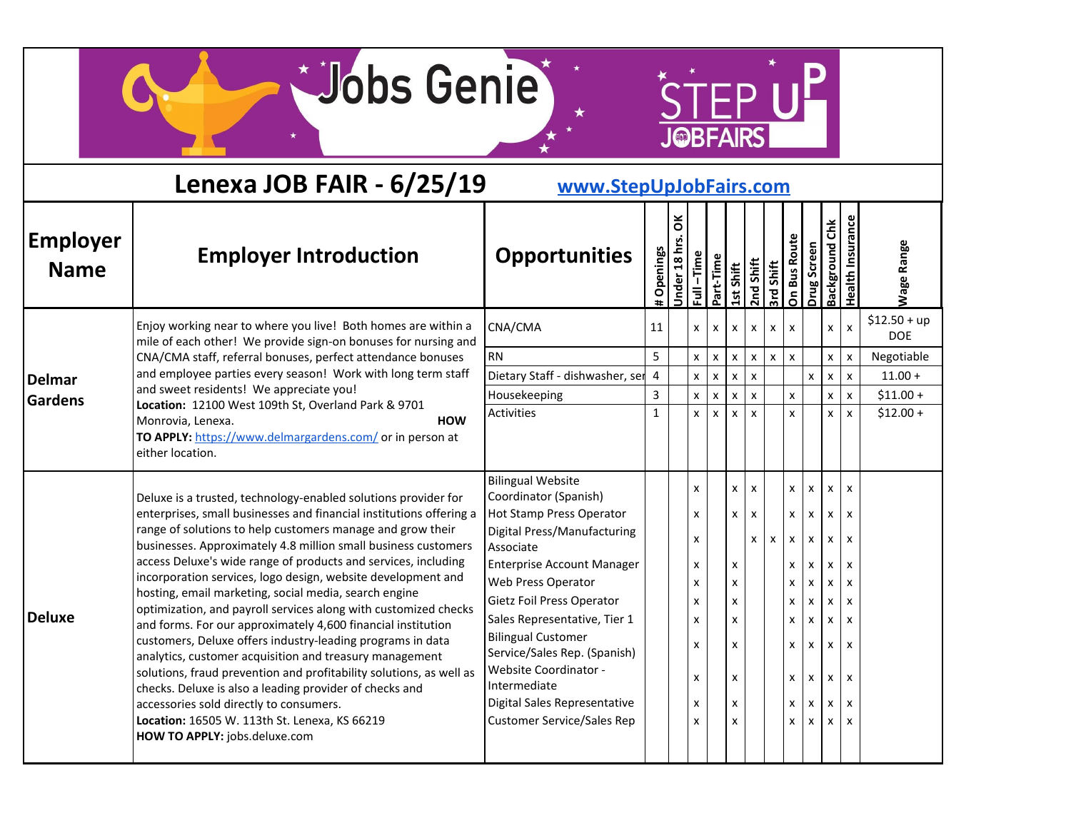# Jobs Genie

STEP UP JOBFAIRS

## Lenexa JOB FAIR - 6/25/19

www.StepUpJobFairs.com

| Employer Name | Employer Introduction | Opportunities | # Openings | Under 18 hrs. OK | Full –Time | Part-Time | 1st Shift | 2nd Shift | 3rd Shift | On Bus Route | Drug Screen | Background Chk | Health Insurance | Wage Range |
|---|---|---|---|---|---|---|---|---|---|---|---|---|---|---|
| **Delmar Gardens** | Enjoy working near to where you live! Both homes are within a mile of each other! We provide sign-on bonuses for nursing and CNA/CMA staff, referral bonuses, perfect attendance bonuses and employee parties every season! Work with long term staff and sweet residents! We appreciate you! **Location:** 12100 West 109th St, Overland Park & 9701 Monrovia, Lenexa. **HOW TO APPLY:** https://www.delmargardens.com/ or in person at either location. | CNA/CMA | 11 | | x | x | x | x | x | x | | x | x | $12.50 + up DOE |
| | | RN | 5 | | x | x | x | x | x | x | | x | x | Negotiable |
| | | Dietary Staff - dishwasher, ser | 4 | | x | x | x | x | | | x | x | x | 11.00 + |
| | | Housekeeping | 3 | | x | x | x | x | | x | | x | x | $11.00 + |
| | | Activities | 1 | | x | x | x | x | | x | | x | x | $12.00 + |
| **Deluxe** | Deluxe is a trusted, technology-enabled solutions provider for enterprises, small businesses and financial institutions offering a range of solutions to help customers manage and grow their businesses. Approximately 4.8 million small business customers access Deluxe's wide range of products and services, including incorporation services, logo design, website development and hosting, email marketing, social media, search engine optimization, and payroll services along with customized checks and forms. For our approximately 4,600 financial institution customers, Deluxe offers industry-leading programs in data analytics, customer acquisition and treasury management solutions, fraud prevention and profitability solutions, as well as checks. Deluxe is also a leading provider of checks and accessories sold directly to consumers. **Location:** 16505 W. 113th St. Lenexa, KS 66219 **HOW TO APPLY:** jobs.deluxe.com | Bilingual Website Coordinator (Spanish) | | | x | | x | x | | x | x | x | x | |
| | | Hot Stamp Press Operator | | | x | | x | x | | x | x | x | x | |
| | | Digital Press/Manufacturing Associate | | | x | | | x | x | x | x | x | x | |
| | | Enterprise Account Manager | | | x | | x | | | x | x | x | x | |
| | | Web Press Operator | | | x | | x | | | x | x | x | x | |
| | | Gietz Foil Press Operator | | | x | | x | | | x | x | x | x | |
| | | Sales Representative, Tier 1 | | | x | | x | | | x | x | x | x | |
| | | Bilingual Customer Service/Sales Rep. (Spanish) | | | x | | x | | | x | x | x | x | |
| | | Website Coordinator - Intermediate | | | x | | x | | | x | x | x | x | |
| | | Digital Sales Representative | | | x | | x | | | x | x | x | x | |
| | | Customer Service/Sales Rep | | | x | | x | | | x | x | x | x | |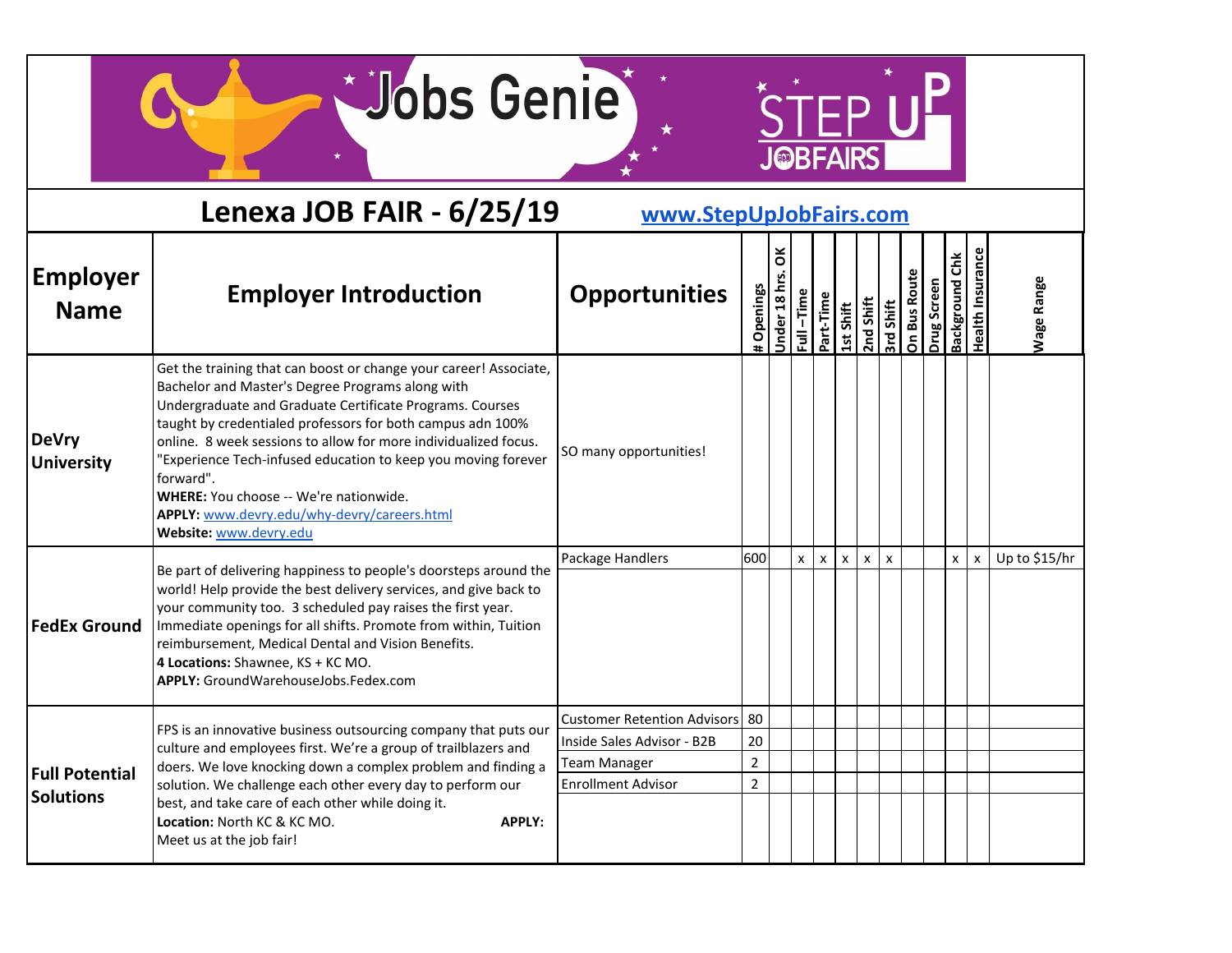# Jobs Genie

# STEP UP JOBFAIRS

## Lenexa JOB FAIR - 6/25/19

www.StepUpJobFairs.com

| Employer Name | Employer Introduction | Opportunities | # Openings | Under 18 hrs. OK | Full –Time | Part-Time | 1st Shift | 2nd Shift | 3rd Shift | On Bus Route | Drug Screen | Background Chk | Health Insurance | Wage Range |
|---|---|---|---|---|---|---|---|---|---|---|---|---|---|---|
| **DeVry University** | Get the training that can boost or change your career! Associate, Bachelor and Master's Degree Programs along with Undergraduate and Graduate Certificate Programs. Courses taught by credentialed professors for both campus adn 100% online. 8 week sessions to allow for more individualized focus. "Experience Tech-infused education to keep you moving forever forward". **WHERE:** You choose -- We're nationwide. **APPLY:** www.devry.edu/why-devry/careers.html **Website:** www.devry.edu | SO many opportunities! | | | | | | | | | | | | |
| **FedEx Ground** | Be part of delivering happiness to people's doorsteps around the world! Help provide the best delivery services, and give back to your community too. 3 scheduled pay raises the first year. Immediate openings for all shifts. Promote from within, Tuition reimbursement, Medical Dental and Vision Benefits. **4 Locations:** Shawnee, KS + KC MO. **APPLY:** GroundWarehouseJobs.Fedex.com | Package Handlers | 600 | | x | x | x | x | x | | | x | x | Up to $15/hr |
| **Full Potential Solutions** | FPS is an innovative business outsourcing company that puts our culture and employees first. We're a group of trailblazers and doers. We love knocking down a complex problem and finding a solution. We challenge each other every day to perform our best, and take care of each other while doing it. **Location:** North KC & KC MO. **APPLY:** Meet us at the job fair! | Customer Retention Advisors | 80 | | | | | | | | | | | |
| | | Inside Sales Advisor - B2B | 20 | | | | | | | | | | | |
| | | Team Manager | 2 | | | | | | | | | | | |
| | | Enrollment Advisor | 2 | | | | | | | | | | | |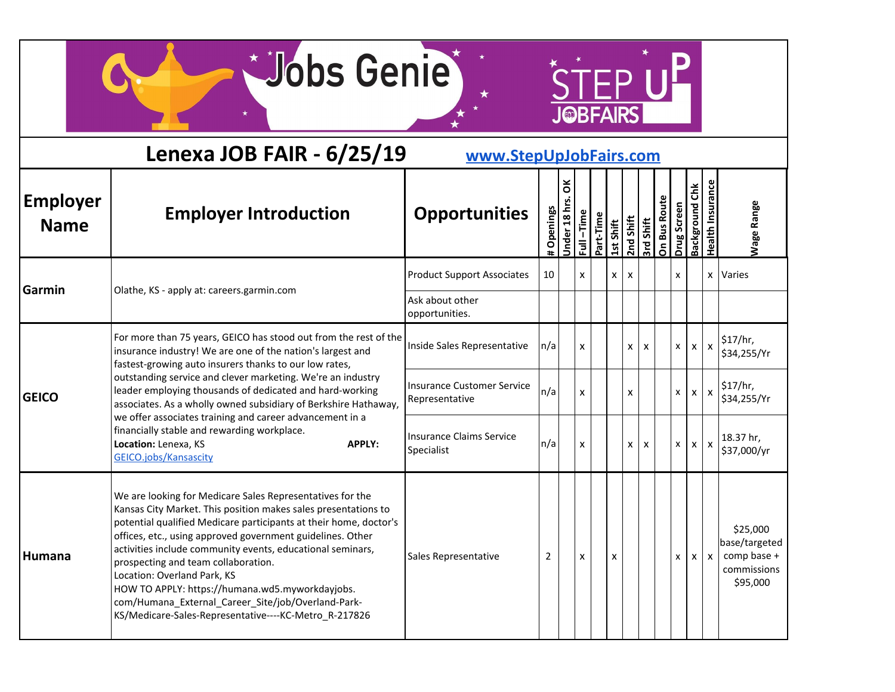## Lenexa JOB FAIR - 6/25/19

www.StepUpJobFairs.com

| Employer Name | Employer Introduction | Opportunities | # Openings | Under 18 hrs. OK | Full –Time | Part-Time | 1st Shift | 2nd Shift | 3rd Shift | On Bus Route | Drug Screen | Background Chk | Health Insurance | Wage Range |
|---|---|---|---|---|---|---|---|---|---|---|---|---|---|---|
| **Garmin** | Olathe, KS - apply at: careers.garmin.com | Product Support Associates | 10 | | x | | x | x | | | x | | x | Varies |
| | | Ask about other opportunities. | | | | | | | | | | | | |
| **GEICO** | For more than 75 years, GEICO has stood out from the rest of the insurance industry! We are one of the nation's largest and fastest-growing auto insurers thanks to our low rates, outstanding service and clever marketing. We're an industry leader employing thousands of dedicated and hard-working associates. As a wholly owned subsidiary of Berkshire Hathaway, we offer associates training and career advancement in a financially stable and rewarding workplace. **Location:** Lenexa, KS **APPLY:** GEICO.jobs/Kansascity | Inside Sales Representative | n/a | | x | | | x | x | | x | x | x | $17/hr, $34,255/Yr |
| | | Insurance Customer Service Representative | n/a | | x | | | x | | | x | x | x | $17/hr, $34,255/Yr |
| | | Insurance Claims Service Specialist | n/a | | x | | | x | x | | x | x | x | 18.37 hr, $37,000/yr |
| **Humana** | We are looking for Medicare Sales Representatives for the Kansas City Market. This position makes sales presentations to potential qualified Medicare participants at their home, doctor's offices, etc., using approved government guidelines. Other activities include community events, educational seminars, prospecting and team collaboration. Location: Overland Park, KS HOW TO APPLY: https://humana.wd5.myworkdayjobs.com/Humana_External_Career_Site/job/Overland-Park-KS/Medicare-Sales-Representative----KC-Metro_R-217826 | Sales Representative | 2 | | x | | x | | | | x | x | x | $25,000 base/targeted comp base + commissions $95,000 |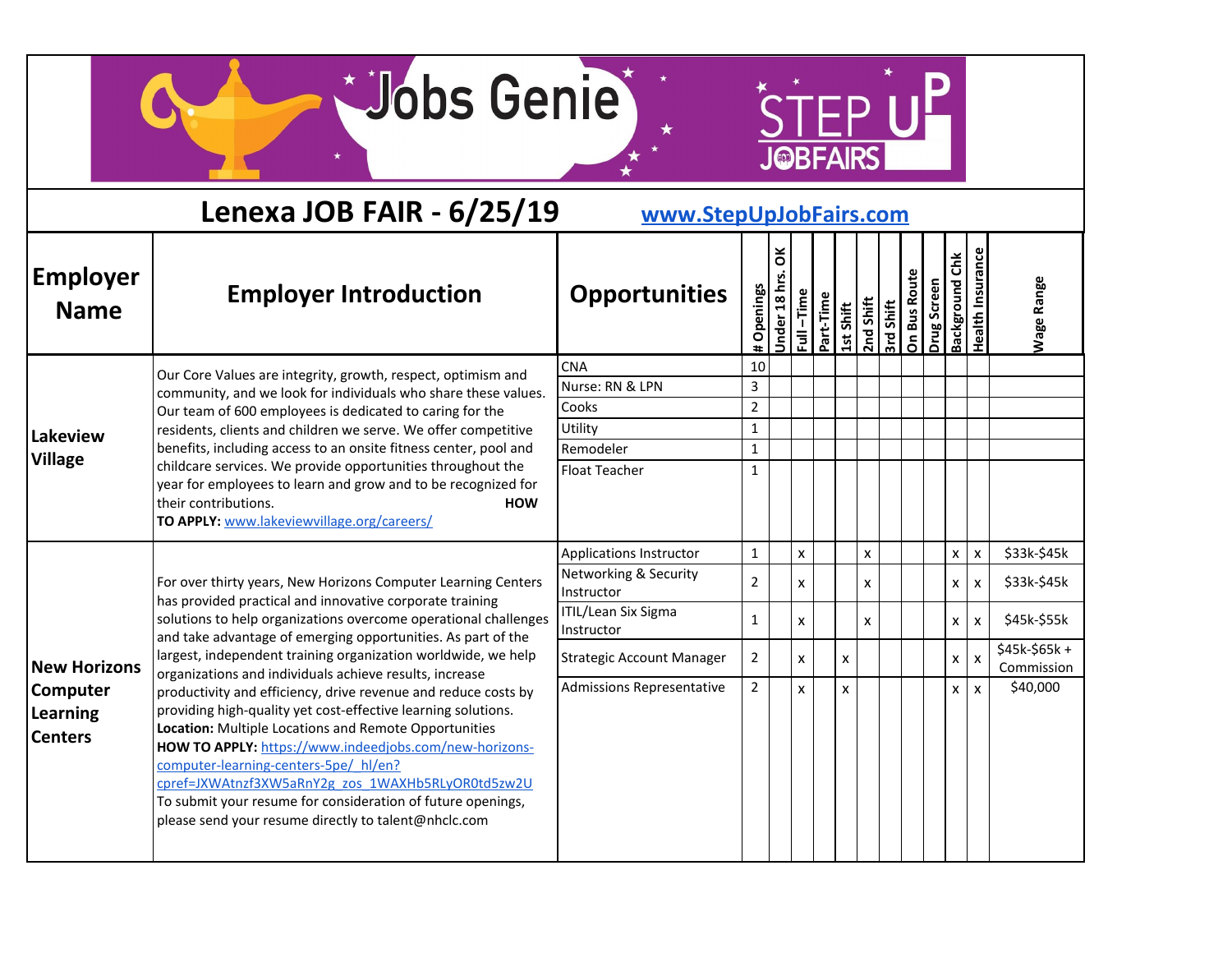# Jobs Genie

STEP UP JOBFAIRS

## Lenexa JOB FAIR - 6/25/19

www.StepUpJobFairs.com

| Employer Name | Employer Introduction | Opportunities | # Openings | Under 18 hrs. OK | Full - Time | Part-Time | 1st Shift | 2nd Shift | 3rd Shift | On Bus Route | Drug Screen | Background Chk | Health Insurance | Wage Range |
|---|---|---|---|---|---|---|---|---|---|---|---|---|---|---|
| Lakeview Village | Our Core Values are integrity, growth, respect, optimism and community, and we look for individuals who share these values. Our team of 600 employees is dedicated to caring for the residents, clients and children we serve. We offer competitive benefits, including access to an onsite fitness center, pool and childcare services. We provide opportunities throughout the year for employees to learn and grow and to be recognized for their contributions. **HOW TO APPLY:** www.lakeviewvillage.org/careers/ | CNA | 10 | | | | | | | | | | | |
| | | Nurse: RN & LPN | 3 | | | | | | | | | | | |
| | | Cooks | 2 | | | | | | | | | | | |
| | | Utility | 1 | | | | | | | | | | | |
| | | Remodeler | 1 | | | | | | | | | | | |
| | | Float Teacher | 1 | | | | | | | | | | | |
| New Horizons Computer Learning Centers | For over thirty years, New Horizons Computer Learning Centers has provided practical and innovative corporate training solutions to help organizations overcome operational challenges and take advantage of emerging opportunities. As part of the largest, independent training organization worldwide, we help organizations and individuals achieve results, increase productivity and efficiency, drive revenue and reduce costs by providing high-quality yet cost-effective learning solutions. **Location:** Multiple Locations and Remote Opportunities **HOW TO APPLY:** https://www.indeedjobs.com/new-horizons-computer-learning-centers-5pe/_hl/en?cpref=JXWAtnzf3XW5aRnY2g_zos_1WAXHb5RLyOR0td5zw2U To submit your resume for consideration of future openings, please send your resume directly to talent@nhclc.com | Applications Instructor | 1 | | x | | | x | | | | x | x | $33k-$45k |
| | | Networking & Security Instructor | 2 | | x | | | x | | | | x | x | $33k-$45k |
| | | ITIL/Lean Six Sigma Instructor | 1 | | x | | | x | | | | x | x | $45k-$55k |
| | | Strategic Account Manager | 2 | | x | | x | | | | | x | x | $45k-$65k + Commission |
| | | Admissions Representative | 2 | | x | | x | | | | | x | x | $40,000 |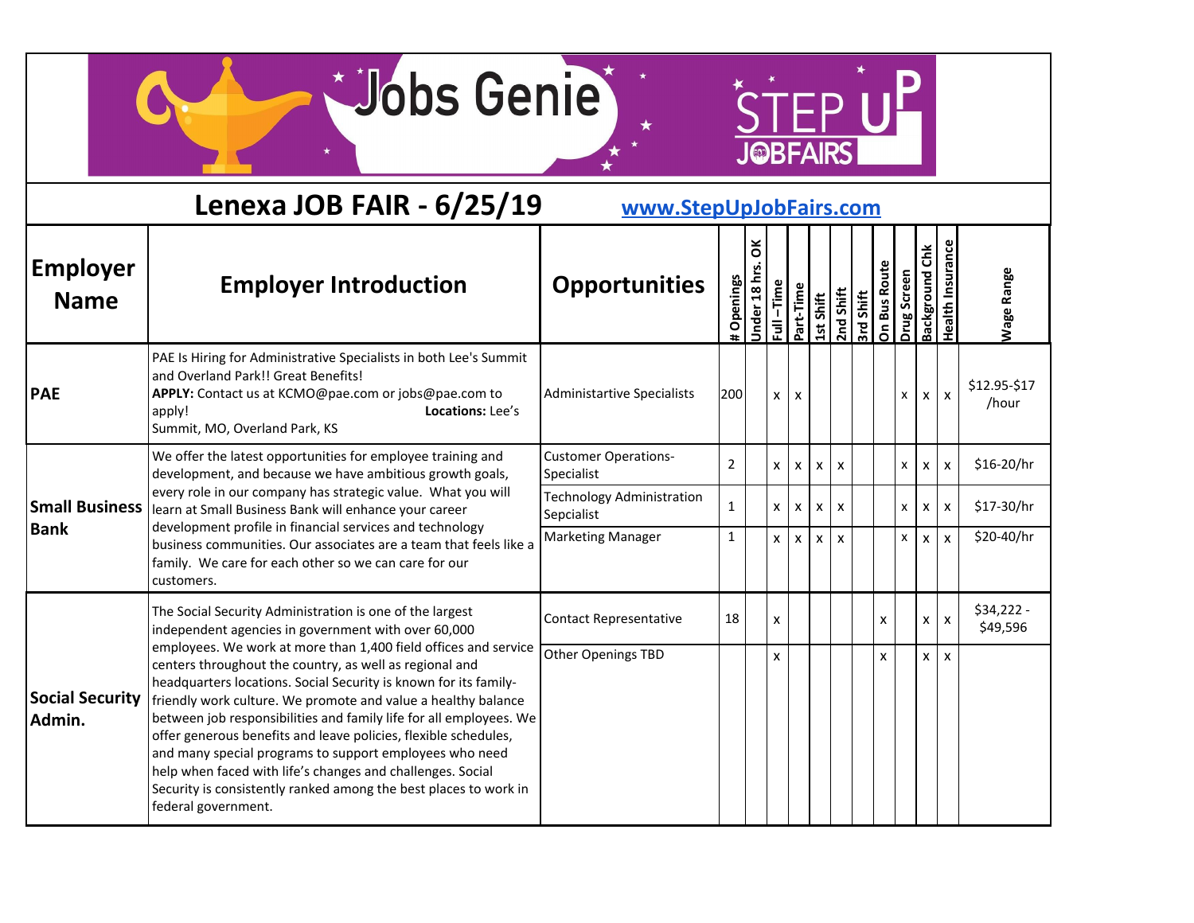# Jobs Genie

## STEP UP JOBFAIRS

## Lenexa JOB FAIR - 6/25/19

www.StepUpJobFairs.com

| Employer Name | Employer Introduction | Opportunities | # Openings | Under 18 hrs. OK | Full –Time | Part-Time | 1st Shift | 2nd Shift | 3rd Shift | On Bus Route | Drug Screen | Background Chk | Health Insurance | Wage Range |
|---|---|---|---|---|---|---|---|---|---|---|---|---|---|---|
| **PAE** | PAE Is Hiring for Administrative Specialists in both Lee's Summit and Overland Park!! Great Benefits! **APPLY:** Contact us at KCMO@pae.com or jobs@pae.com to apply! **Locations:** Lee's Summit, MO, Overland Park, KS | Administartive Specialists | 200 | | x | x | | | | | x | x | x | $12.95-$17 /hour |
| **Small Business Bank** | We offer the latest opportunities for employee training and development, and because we have ambitious growth goals, every role in our company has strategic value. What you will learn at Small Business Bank will enhance your career development profile in financial services and technology business communities. Our associates are a team that feels like a family. We care for each other so we can care for our customers. | Customer Operations-Specialist | 2 | | x | x | x | x | | | x | x | x | $16-20/hr |
| | | Technology Administration Sepcialist | 1 | | x | x | x | x | | | x | x | x | $17-30/hr |
| | | Marketing Manager | 1 | | x | x | x | x | | | x | x | x | $20-40/hr |
| **Social Security Admin.** | The Social Security Administration is one of the largest independent agencies in government with over 60,000 employees. We work at more than 1,400 field offices and service centers throughout the country, as well as regional and headquarters locations. Social Security is known for its family-friendly work culture. We promote and value a healthy balance between job responsibilities and family life for all employees. We offer generous benefits and leave policies, flexible schedules, and many special programs to support employees who need help when faced with life's changes and challenges. Social Security is consistently ranked among the best places to work in federal government. | Contact Representative | 18 | | x | | | | | x | | x | x | $34,222 - $49,596 |
| | | Other Openings TBD | | | x | | | | | x | | x | x | |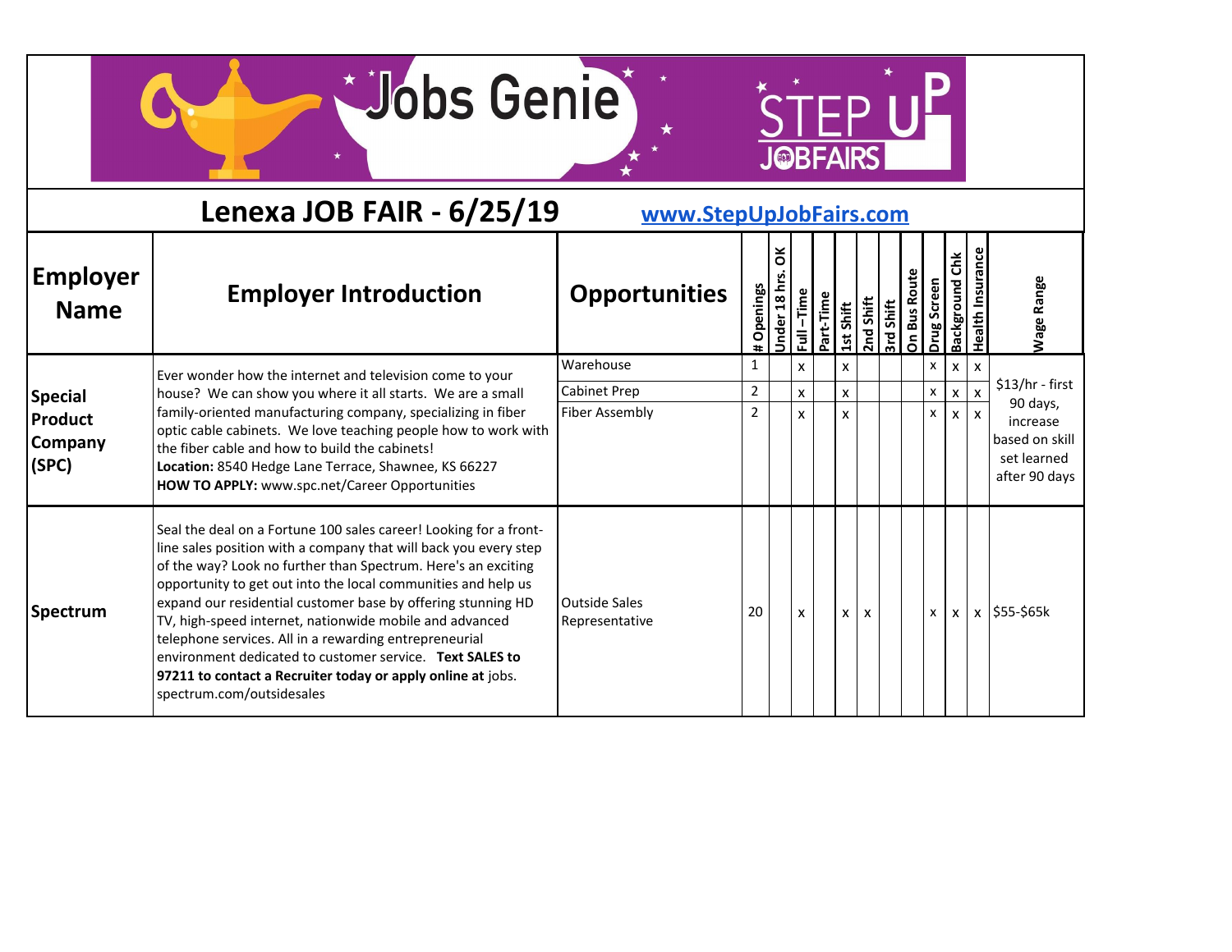# Jobs Genie

# STEP UP JOBFAIRS

## Lenexa JOB FAIR - 6/25/19

www.StepUpJobFairs.com

| Employer Name | Employer Introduction | Opportunities | # Openings | Under 18 hrs. OK | Full –Time | Part-Time | 1st Shift | 2nd Shift | 3rd Shift | On Bus Route | Drug Screen | Background Chk | Health Insurance | Wage Range |
|---|---|---|---|---|---|---|---|---|---|---|---|---|---|---|
| **Special Product Company (SPC)** | Ever wonder how the internet and television come to your house? We can show you where it all starts. We are a small family-oriented manufacturing company, specializing in fiber optic cable cabinets. We love teaching people how to work with the fiber cable and how to build the cabinets! **Location:** 8540 Hedge Lane Terrace, Shawnee, KS 66227 **HOW TO APPLY:** www.spc.net/Career Opportunities | Warehouse | 1 | | x | | x | | | | x | x | x | $13/hr - first 90 days, increase based on skill set learned after 90 days |
| | | Cabinet Prep | 2 | | x | | x | | | | x | x | x | |
| | | Fiber Assembly | 2 | | x | | x | | | | x | x | x | |
| **Spectrum** | Seal the deal on a Fortune 100 sales career! Looking for a front-line sales position with a company that will back you every step of the way? Look no further than Spectrum. Here's an exciting opportunity to get out into the local communities and help us expand our residential customer base by offering stunning HD TV, high-speed internet, nationwide mobile and advanced telephone services. All in a rewarding entrepreneurial environment dedicated to customer service. **Text SALES to 97211 to contact a Recruiter today or apply online at** jobs. spectrum.com/outsidesales | Outside Sales Representative | 20 | | x | | x | x | | | x | x | x | $55-$65k |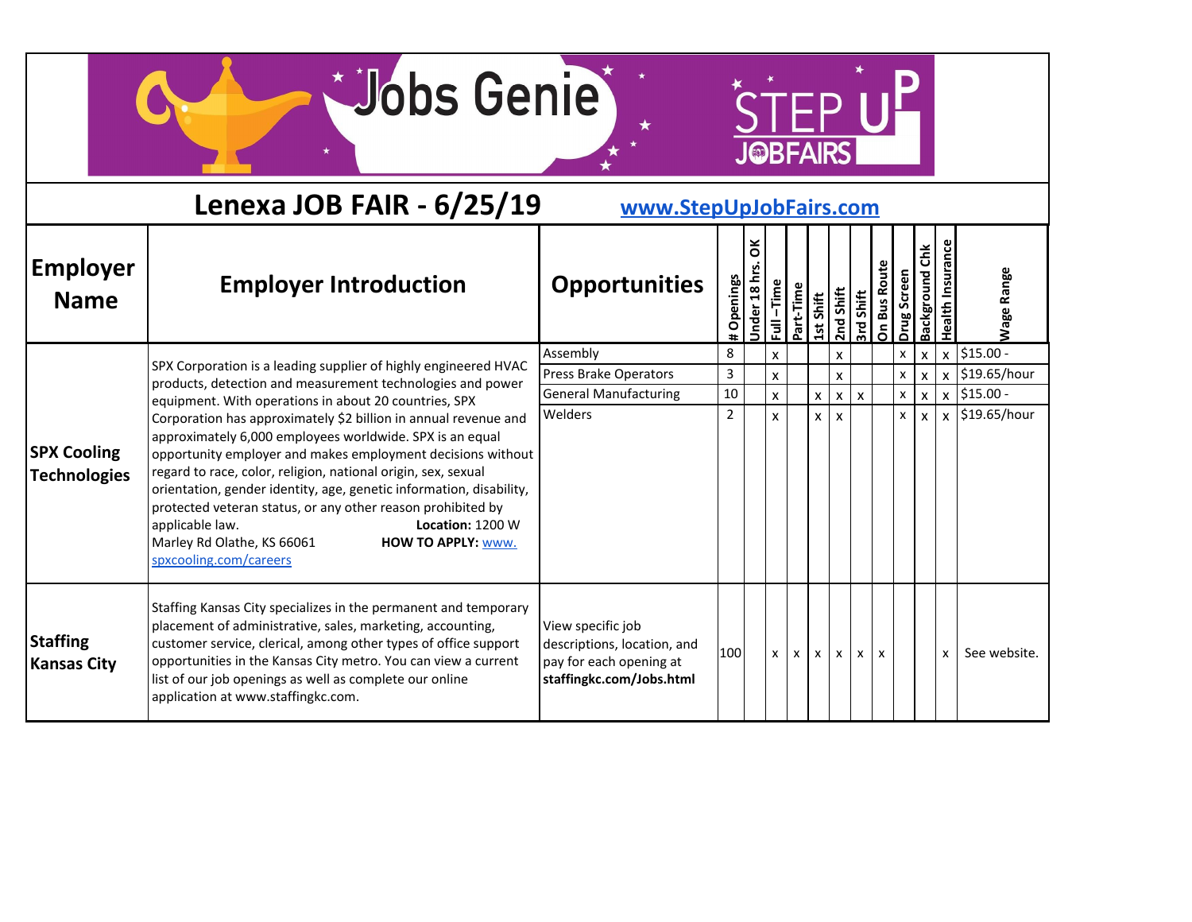# Jobs Genie

STEP UP JOBFAIRS

## Lenexa JOB FAIR - 6/25/19

www.StepUpJobFairs.com

| Employer Name | Employer Introduction | Opportunities | # Openings | Under 18 hrs. OK | Full –Time | Part-Time | 1st Shift | 2nd Shift | 3rd Shift | On Bus Route | Drug Screen | Background Chk | Health Insurance | Wage Range |
|---|---|---|---|---|---|---|---|---|---|---|---|---|---|---|
| **SPX Cooling Technologies** | SPX Corporation is a leading supplier of highly engineered HVAC products, detection and measurement technologies and power equipment. With operations in about 20 countries, SPX Corporation has approximately $2 billion in annual revenue and approximately 6,000 employees worldwide. SPX is an equal opportunity employer and makes employment decisions without regard to race, color, religion, national origin, sex, sexual orientation, gender identity, age, genetic information, disability, protected veteran status, or any other reason prohibited by applicable law. **Location:** 1200 W Marley Rd Olathe, KS 66061 **HOW TO APPLY:** www.spxcooling.com/careers | Assembly | 8 | | x | | | x | | | x | x | x | $15.00 - |
| | | Press Brake Operators | 3 | | x | | | x | | | x | x | x | $19.65/hour |
| | | General Manufacturing | 10 | | x | | x | x | x | | x | x | x | $15.00 - |
| | | Welders | 2 | | x | | x | x | | | x | x | x | $19.65/hour |
| **Staffing Kansas City** | Staffing Kansas City specializes in the permanent and temporary placement of administrative, sales, marketing, accounting, customer service, clerical, among other types of office support opportunities in the Kansas City metro. You can view a current list of our job openings as well as complete our online application at www.staffingkc.com. | View specific job descriptions, location, and pay for each opening at **staffingkc.com/Jobs.html** | 100 | | x | x | x | x | x | x | | | x | See website. |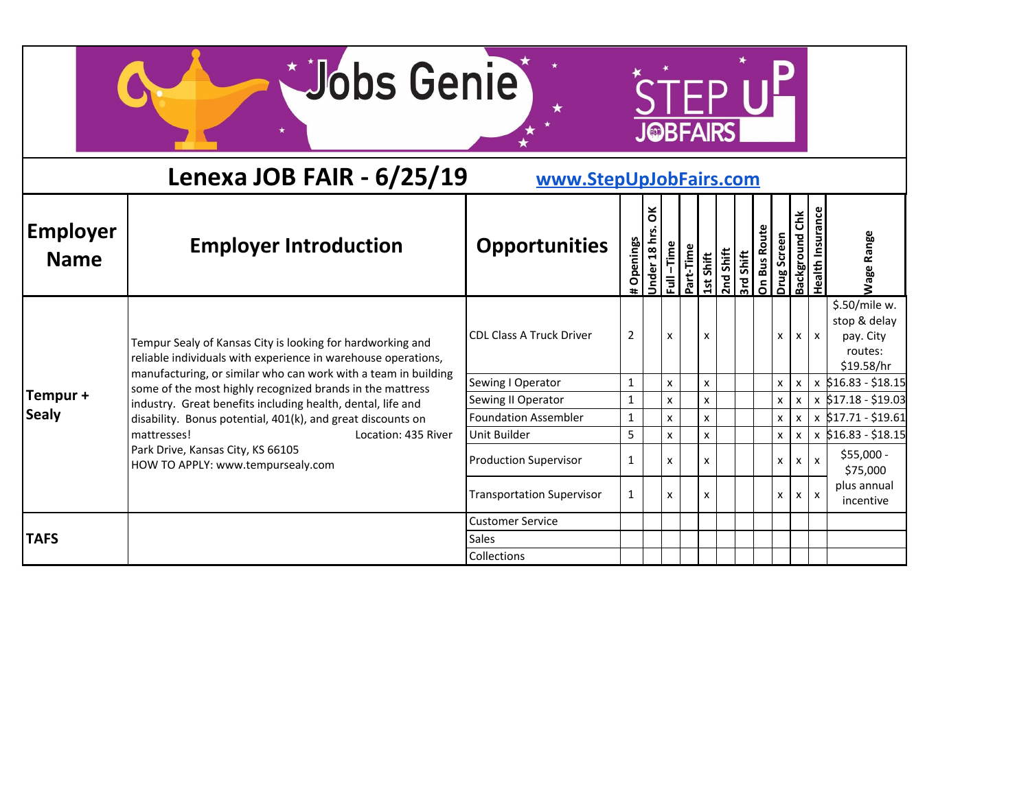# Jobs Genie

## STEP UP JOBFAIRS

## Lenexa JOB FAIR - 6/25/19

www.StepUpJobFairs.com

| Employer Name | Employer Introduction | Opportunities | # Openings | Under 18 hrs. OK | Full –Time | Part-Time | 1st Shift | 2nd Shift | 3rd Shift | On Bus Route | Drug Screen | Background Chk | Health Insurance | Wage Range |
|---|---|---|---|---|---|---|---|---|---|---|---|---|---|---|
| **Tempur + Sealy** | Tempur Sealy of Kansas City is looking for hardworking and reliable individuals with experience in warehouse operations, manufacturing, or similar who can work with a team in building some of the most highly recognized brands in the mattress industry. Great benefits including health, dental, life and disability. Bonus potential, 401(k), and great discounts on mattresses! Location: 435 River Park Drive, Kansas City, KS 66105 HOW TO APPLY: www.tempursealy.com | CDL Class A Truck Driver | 2 | | x | | x | | | | x | x | x | $.50/mile w. stop & delay pay. City routes: $19.58/hr |
| | | Sewing I Operator | 1 | | x | | x | | | | x | x | x | $16.83 - $18.15 |
| | | Sewing II Operator | 1 | | x | | x | | | | x | x | x | $17.18 - $19.03 |
| | | Foundation Assembler | 1 | | x | | x | | | | x | x | x | $17.71 - $19.61 |
| | | Unit Builder | 5 | | x | | x | | | | x | x | x | $16.83 - $18.15 |
| | | Production Supervisor | 1 | | x | | x | | | | x | x | x | $55,000 - $75,000 plus annual incentive |
| | | Transportation Supervisor | 1 | | x | | x | | | | x | x | x | |
| **TAFS** | | Customer Service | | | | | | | | | | | | |
| | | Sales | | | | | | | | | | | | |
| | | Collections | | | | | | | | | | | | |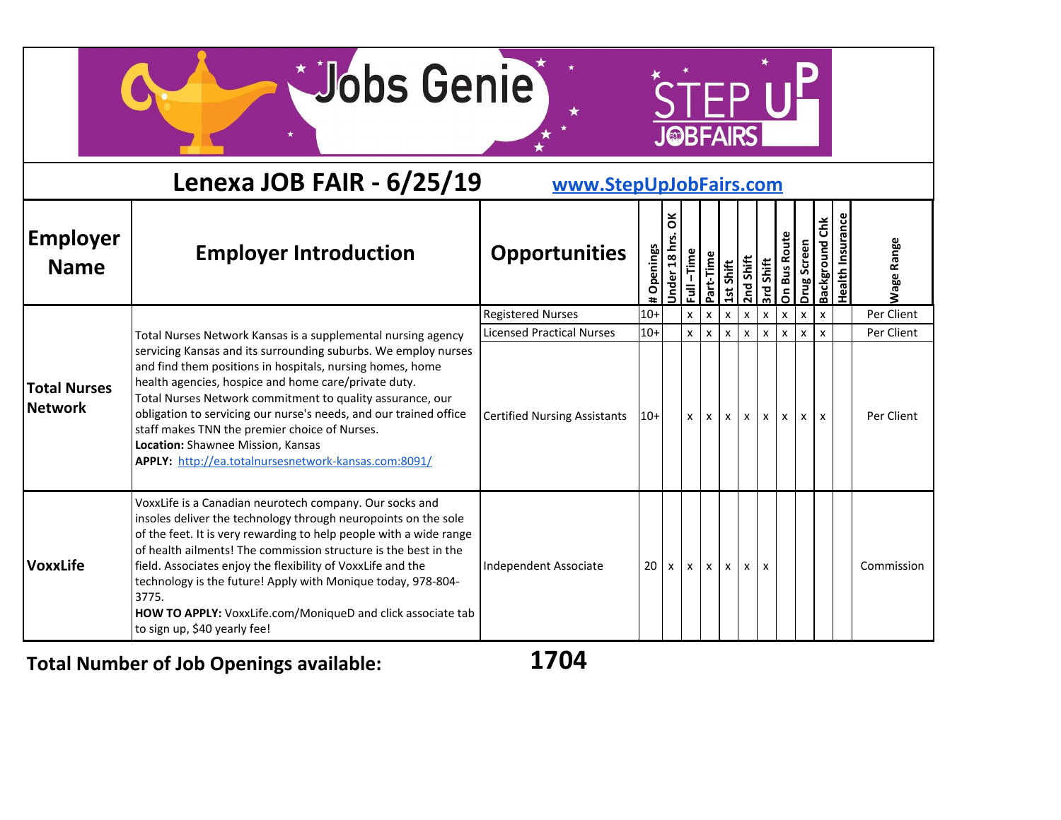# Jobs Genie

STEP UP JOBFAIRS

## Lenexa JOB FAIR - 6/25/19

www.StepUpJobFairs.com

| Employer Name | Employer Introduction | Opportunities | # Openings | Under 18 hrs. OK | Full – Time | Part-Time | 1st Shift | 2nd Shift | 3rd Shift | On Bus Route | Drug Screen | Background Chk | Health Insurance | Wage Range |
|---|---|---|---|---|---|---|---|---|---|---|---|---|---|---|
| **Total Nurses Network** | Total Nurses Network Kansas is a supplemental nursing agency servicing Kansas and its surrounding suburbs. We employ nurses and find them positions in hospitals, nursing homes, home health agencies, hospice and home care/private duty. Total Nurses Network commitment to quality assurance, our obligation to servicing our nurse's needs, and our trained office staff makes TNN the premier choice of Nurses. **Location:** Shawnee Mission, Kansas **APPLY:** http://ea.totalnursesnetwork-kansas.com:8091/ | Registered Nurses | 10+ | | x | x | x | x | x | x | x | x | | Per Client |
| | | Licensed Practical Nurses | 10+ | | x | x | x | x | x | x | x | x | | Per Client |
| | | Certified Nursing Assistants | 10+ | | x | x | x | x | x | x | x | x | | Per Client |
| **VoxxLife** | VoxxLife is a Canadian neurotech company. Our socks and insoles deliver the technology through neuropoints on the sole of the feet. It is very rewarding to help people with a wide range of health ailments! The commission structure is the best in the field. Associates enjoy the flexibility of VoxxLife and the technology is the future! Apply with Monique today, 978-804-3775. **HOW TO APPLY:** VoxxLife.com/MoniqueD and click associate tab to sign up, $40 yearly fee! | Independent Associate | 20 | x | x | x | x | x | x | | | | | Commission |

**Total Number of Job Openings available: 1704**